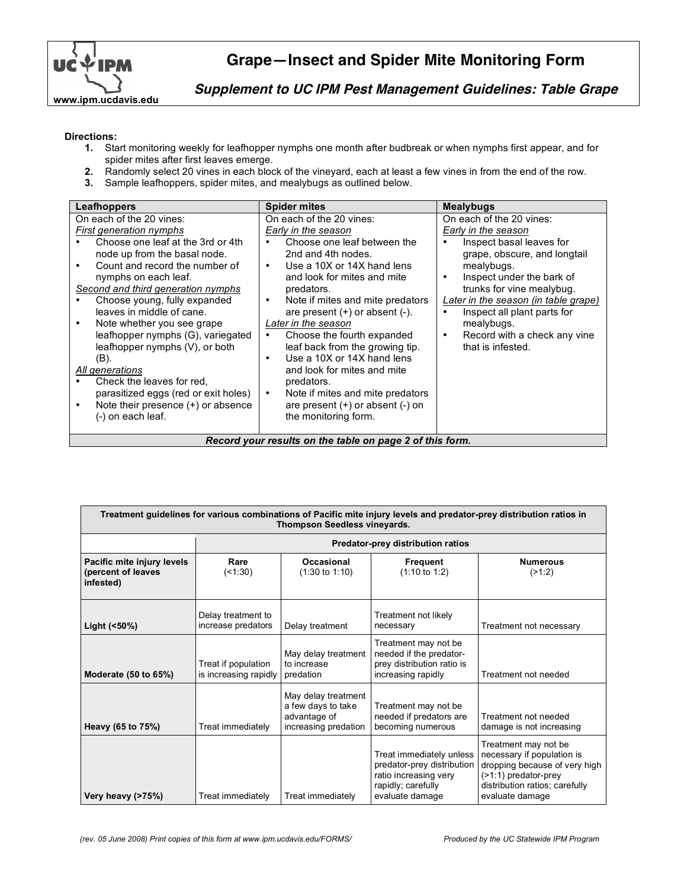# Grape—Insect and Spider Mite Monitoring Form

***Supplement to UC IPM Pest Management Guidelines: Table Grape***

www.ipm.ucdavis.edu

**Directions:**

1. Start monitoring weekly for leafhopper nymphs one month after budbreak or when nymphs first appear, and for spider mites after first leaves emerge.
2. Randomly select 20 vines in each block of the vineyard, each at least a few vines in from the end of the row.
3. Sample leafhoppers, spider mites, and mealybugs as outlined below.

| Leafhoppers | Spider mites | Mealybugs |
|---|---|---|
| On each of the 20 vines:<br>_First generation nymphs_<br>• Choose one leaf at the 3rd or 4th node up from the basal node.<br>• Count and record the number of nymphs on each leaf.<br>_Second and third generation nymphs_<br>• Choose young, fully expanded leaves in middle of cane.<br>• Note whether you see grape leafhopper nymphs (G), variegated leafhopper nymphs (V), or both (B).<br>_All generations_<br>• Check the leaves for red, parasitized eggs (red or exit holes)<br>• Note their presence (+) or absence (-) on each leaf. | On each of the 20 vines:<br>_Early in the season_<br>• Choose one leaf between the 2nd and 4th nodes.<br>• Use a 10X or 14X hand lens and look for mites and mite predators.<br>• Note if mites and mite predators are present (+) or absent (-).<br>_Later in the season_<br>• Choose the fourth expanded leaf back from the growing tip.<br>• Use a 10X or 14X hand lens and look for mites and mite predators.<br>• Note if mites and mite predators are present (+) or absent (-) on the monitoring form. | On each of the 20 vines:<br>_Early in the season_<br>• Inspect basal leaves for grape, obscure, and longtail mealybugs.<br>• Inspect under the bark of trunks for vine mealybug.<br>_Later in the season (in table grape)_<br>• Inspect all plant parts for mealybugs.<br>• Record with a check any vine that is infested. |

***Record your results on the table on page 2 of this form.***

**Treatment guidelines for various combinations of Pacific mite injury levels and predator-prey distribution ratios in Thompson Seedless vineyards.**

| | Predator-prey distribution ratios | | | |
|---|---|---|---|---|
| **Pacific mite injury levels (percent of leaves infested)** | **Rare** (<1:30) | **Occasional** (1:30 to 1:10) | **Frequent** (1:10 to 1:2) | **Numerous** (>1:2) |
| **Light (<50%)** | Delay treatment to increase predators | Delay treatment | Treatment not likely necessary | Treatment not necessary |
| **Moderate (50 to 65%)** | Treat if population is increasing rapidly | May delay treatment to increase predation | Treatment may not be needed if the predator-prey distribution ratio is increasing rapidly | Treatment not needed |
| **Heavy (65 to 75%)** | Treat immediately | May delay treatment a few days to take advantage of increasing predation | Treatment may not be needed if predators are becoming numerous | Treatment not needed damage is not increasing |
| **Very heavy (>75%)** | Treat immediately | Treat immediately | Treat immediately unless predator-prey distribution ratio increasing very rapidly; carefully evaluate damage | Treatment may not be necessary if population is dropping because of very high (>1:1) predator-prey distribution ratios; carefully evaluate damage |

*(rev. 05 June 2008) Print copies of this form at www.ipm.ucdavis.edu/FORMS/* *Produced by the UC Statewide IPM Program*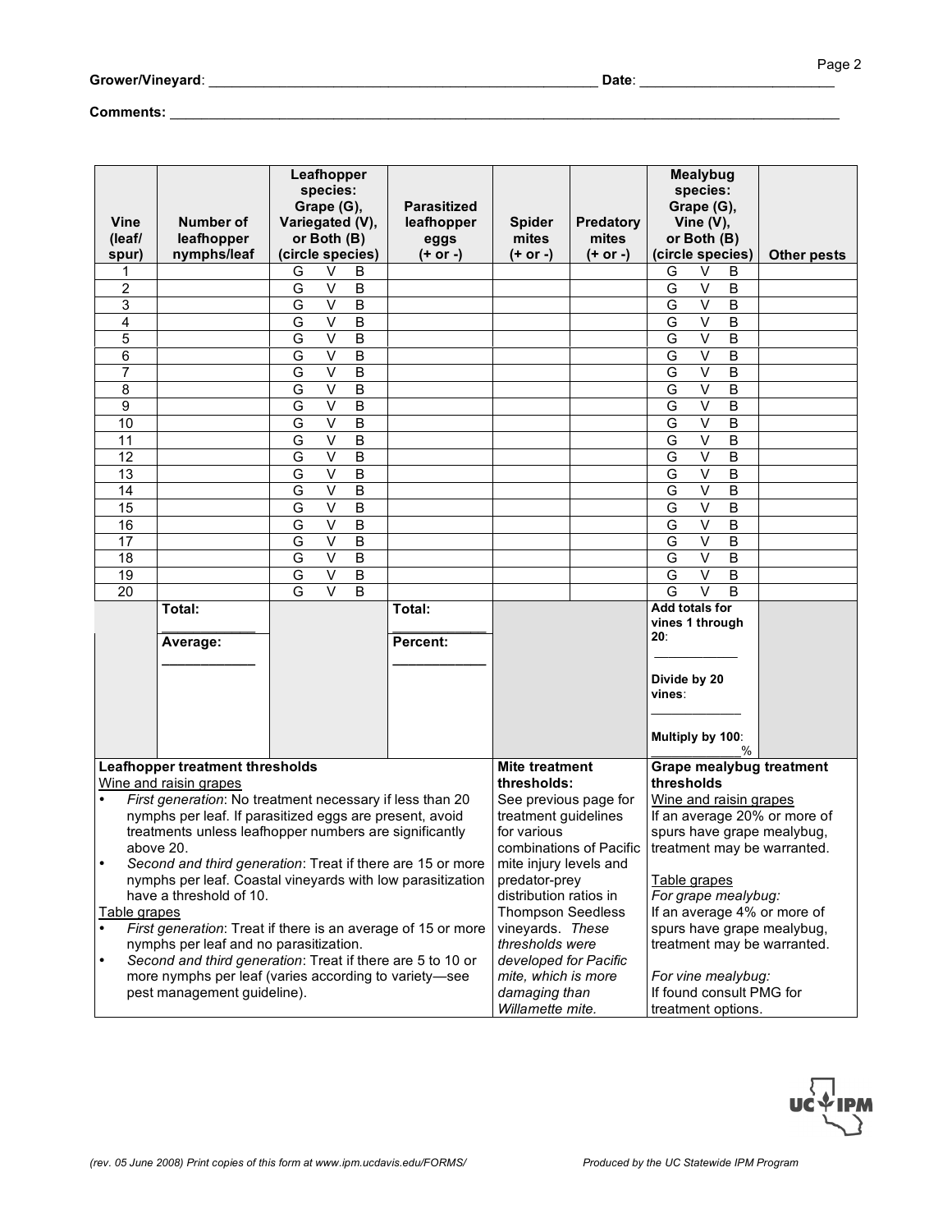**Grower/Vineyard**: ______________________________________________ **Date**: _________________________

**Comments:** ________________________________________________________________________________

| Vine (leaf/ spur) | Number of leafhopper nymphs/leaf | Leafhopper species: Grape (G), Variegated (V), or Both (B) (circle species) | Parasitized leafhopper eggs (+ or -) | Spider mites (+ or -) | Predatory mites (+ or -) | Mealybug species: Grape (G), Vine (V), or Both (B) (circle species) | Other pests |
|---|---|---|---|---|---|---|---|
| 1 | | G V B | | | | G V B | |
| 2 | | G V B | | | | G V B | |
| 3 | | G V B | | | | G V B | |
| 4 | | G V B | | | | G V B | |
| 5 | | G V B | | | | G V B | |
| 6 | | G V B | | | | G V B | |
| 7 | | G V B | | | | G V B | |
| 8 | | G V B | | | | G V B | |
| 9 | | G V B | | | | G V B | |
| 10 | | G V B | | | | G V B | |
| 11 | | G V B | | | | G V B | |
| 12 | | G V B | | | | G V B | |
| 13 | | G V B | | | | G V B | |
| 14 | | G V B | | | | G V B | |
| 15 | | G V B | | | | G V B | |
| 16 | | G V B | | | | G V B | |
| 17 | | G V B | | | | G V B | |
| 18 | | G V B | | | | G V B | |
| 19 | | G V B | | | | G V B | |
| 20 | | G V B | | | | G V B | |
| | **Total:** ____________ **Average:** ____________ | | **Total:** ____________ **Percent:** ____________ | | | **Add totals for vines 1 through 20**: ____________ **Divide by 20 vines**: ____________ **Multiply by 100**: ____________% | |

**Leafhopper treatment thresholds**

Wine and raisin grapes

- *First generation*: No treatment necessary if less than 20 nymphs per leaf. If parasitized eggs are present, avoid treatments unless leafhopper numbers are significantly above 20.
- *Second and third generation*: Treat if there are 15 or more nymphs per leaf. Coastal vineyards with low parasitization have a threshold of 10.

Table grapes

- *First generation*: Treat if there is an average of 15 or more nymphs per leaf and no parasitization.
- *Second and third generation*: Treat if there are 5 to 10 or more nymphs per leaf (varies according to variety—see pest management guideline).

**Mite treatment thresholds:**

See previous page for treatment guidelines for various combinations of Pacific mite injury levels and predator-prey distribution ratios in Thompson Seedless vineyards. *These thresholds were developed for Pacific mite, which is more damaging than Willamette mite.*

**Grape mealybug treatment thresholds**

Wine and raisin grapes

If an average 20% or more of spurs have grape mealybug, treatment may be warranted.

Table grapes

*For grape mealybug:*

If an average 4% or more of spurs have grape mealybug, treatment may be warranted.

*For vine mealybug:*

If found consult PMG for treatment options.

*(rev. 05 June 2008) Print copies of this form at www.ipm.ucdavis.edu/FORMS/*

*Produced by the UC Statewide IPM Program*